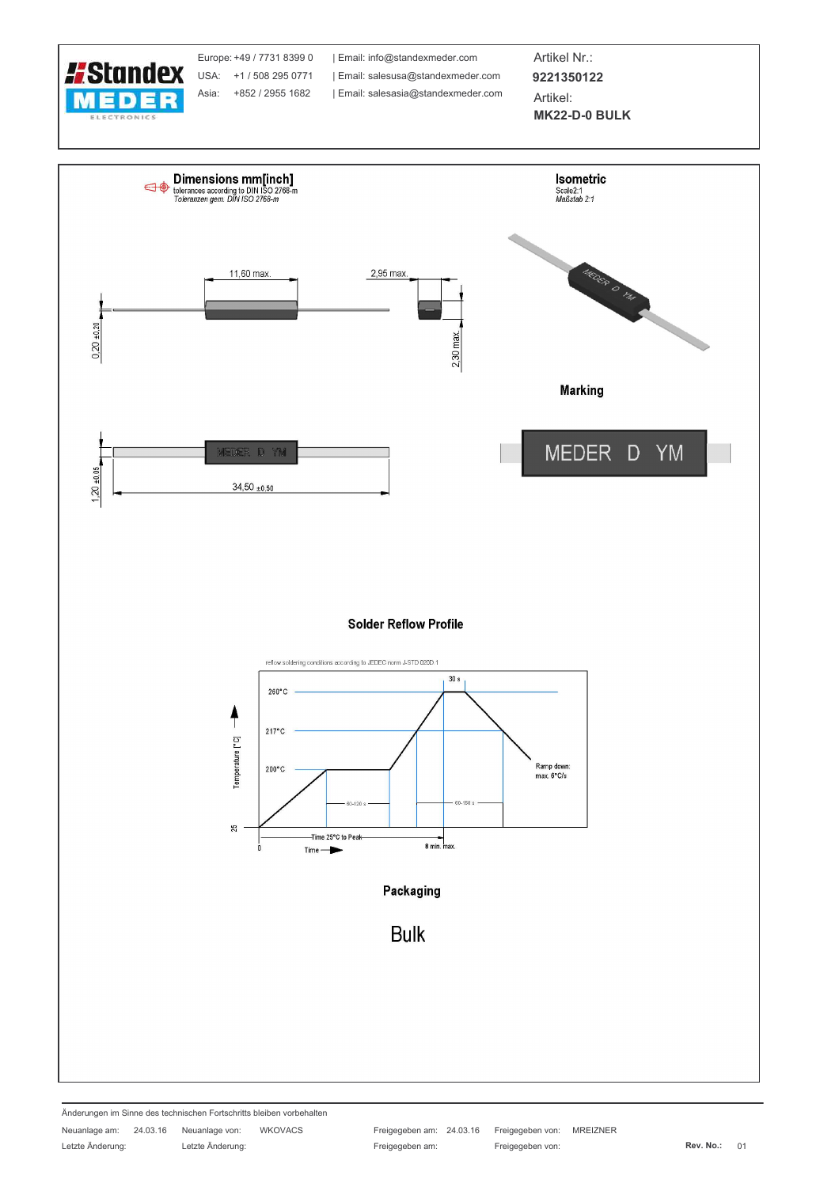| Europe: +49 / 7731 8399 0 | Email: info@standexmeder.com | Artikel Nr.: 9221350122 |
|---|---|---|
| USA: +1 / 508 295 0771 | Email: salesusa@standexmeder.com | Artikel: MK22-D-0 BULK |
| Asia: +852 / 2955 1682 | Email: salesasia@standexmeder.com | |

## Dimensions mm[inch]

tolerances according to DIN ISO 2768-m
*Toleranzen gem. DIN ISO 2768-m*

11,60 max.
2,95 max.
0,20 ±0,20
2,30 max.
1,20 ±0,05
34,50 ±0,50

MEDER D YM

## Isometric

Scale2:1
*Maßstab 2:1*

## Marking

MEDER D YM

## Solder Reflow Profile

reflow soldering conditions according to JEDEC norm J-STD 020D.1

Temperature [°C]: 260°C, 217°C, 200°C, 25
30 s
60-120 s
60-150 s
Ramp down: max. 6°C/s
Time 25°C to Peak
8 min. max.
0
Time

## Packaging

Bulk

Änderungen im Sinne des technischen Fortschritts bleiben vorbehalten

| Neuanlage am: | 24.03.16 | Neuanlage von: | WKOVACS | Freigegeben am: | 24.03.16 | Freigegeben von: | MREIZNER | | |
|---|---|---|---|---|---|---|---|---|---|
| Letzte Änderung: | | Letzte Änderung: | | Freigegeben am: | | Freigegeben von: | | Rev. No.: | 01 |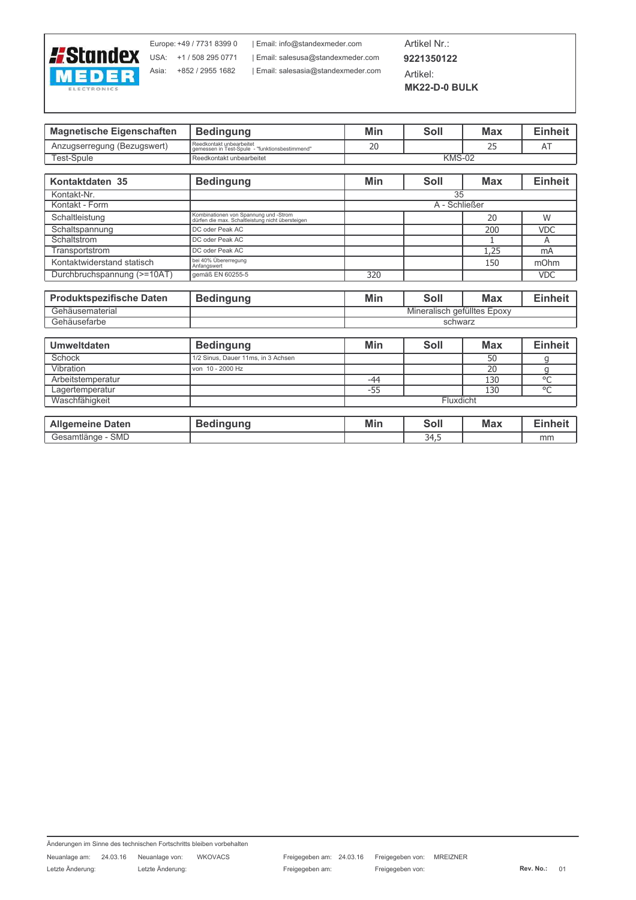Europe: +49 / 7731 8399 0 | Email: info@standexmeder.com
USA: +1 / 508 295 0771 | Email: salesusa@standexmeder.com
Asia: +852 / 2955 1682 | Email: salesasia@standexmeder.com

Artikel Nr.:
**9221350122**
Artikel:
**MK22-D-0 BULK**

| Magnetische Eigenschaften | Bedingung | Min | Soll | Max | Einheit |
|---|---|---|---|---|---|
| Anzugserregung (Bezugswert) | Reedkontakt unbearbeitet gemessen in Test-Spule - "funktionsbestimmend" | 20 | | 25 | AT |
| Test-Spule | Reedkontakt unbearbeitet | | KMS-02 | | |

| Kontaktdaten 35 | Bedingung | Min | Soll | Max | Einheit |
|---|---|---|---|---|---|
| Kontakt-Nr. | | | 35 | | |
| Kontakt - Form | | | A - Schließer | | |
| Schaltleistung | Kombinationen von Spannung und -Strom dürfen die max. Schaltleistung nicht übersteigen | | | 20 | W |
| Schaltspannung | DC oder Peak AC | | | 200 | VDC |
| Schaltstrom | DC oder Peak AC | | | 1 | A |
| Transportstrom | DC oder Peak AC | | | 1,25 | mA |
| Kontaktwiderstand statisch | bei 40% Übererregung Anfangswert | | | 150 | mOhm |
| Durchbruchspannung (>=10AT) | gemäß EN 60255-5 | 320 | | | VDC |

| Produktspezifische Daten | Bedingung | Min | Soll | Max | Einheit |
|---|---|---|---|---|---|
| Gehäusematerial | | | Mineralisch gefülltes Epoxy | | |
| Gehäusefarbe | | | schwarz | | |

| Umweltdaten | Bedingung | Min | Soll | Max | Einheit |
|---|---|---|---|---|---|
| Schock | 1/2 Sinus, Dauer 11ms, in 3 Achsen | | | 50 | g |
| Vibration | von 10 - 2000 Hz | | | 20 | g |
| Arbeitstemperatur | | -44 | | 130 | °C |
| Lagertemperatur | | -55 | | 130 | °C |
| Waschfähigkeit | | | Fluxdicht | | |

| Allgemeine Daten | Bedingung | Min | Soll | Max | Einheit |
|---|---|---|---|---|---|
| Gesamtlänge - SMD | | | 34,5 | | mm |

Änderungen im Sinne des technischen Fortschritts bleiben vorbehalten

Neuanlage am: 24.03.16 Neuanlage von: WKOVACS Freigegeben am: 24.03.16 Freigegeben von: MREIZNER

Letzte Änderung: Letzte Änderung: Freigegeben am: Freigegeben von: **Rev. No.:** 01